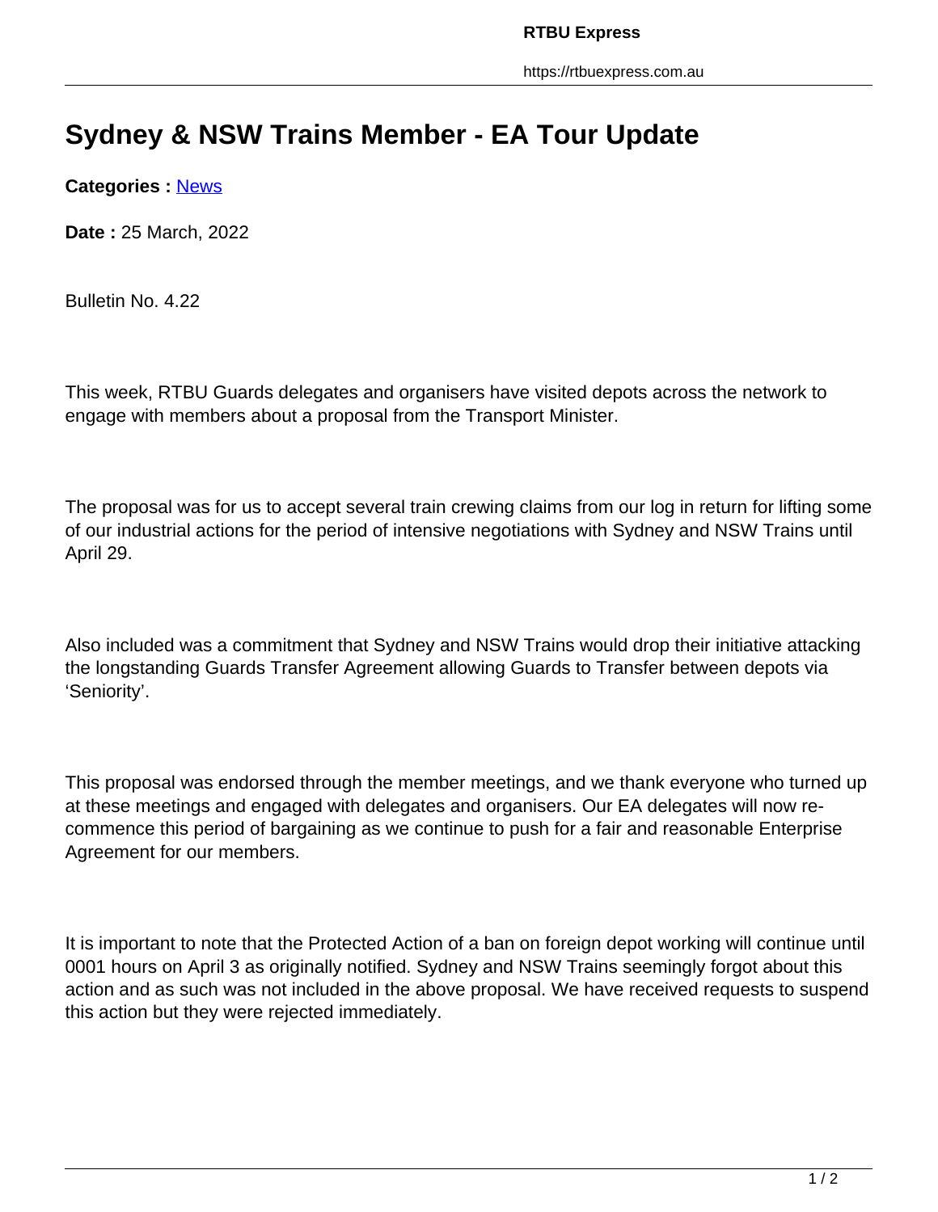# Sydney & NSW Trains Member - EA Tour Update

**Categories :** News

**Date :** 25 March, 2022

Bulletin No. 4.22

This week, RTBU Guards delegates and organisers have visited depots across the network to engage with members about a proposal from the Transport Minister.

The proposal was for us to accept several train crewing claims from our log in return for lifting some of our industrial actions for the period of intensive negotiations with Sydney and NSW Trains until April 29.

Also included was a commitment that Sydney and NSW Trains would drop their initiative attacking the longstanding Guards Transfer Agreement allowing Guards to Transfer between depots via 'Seniority'.

This proposal was endorsed through the member meetings, and we thank everyone who turned up at these meetings and engaged with delegates and organisers. Our EA delegates will now re-commence this period of bargaining as we continue to push for a fair and reasonable Enterprise Agreement for our members.

It is important to note that the Protected Action of a ban on foreign depot working will continue until 0001 hours on April 3 as originally notified. Sydney and NSW Trains seemingly forgot about this action and as such was not included in the above proposal. We have received requests to suspend this action but they were rejected immediately.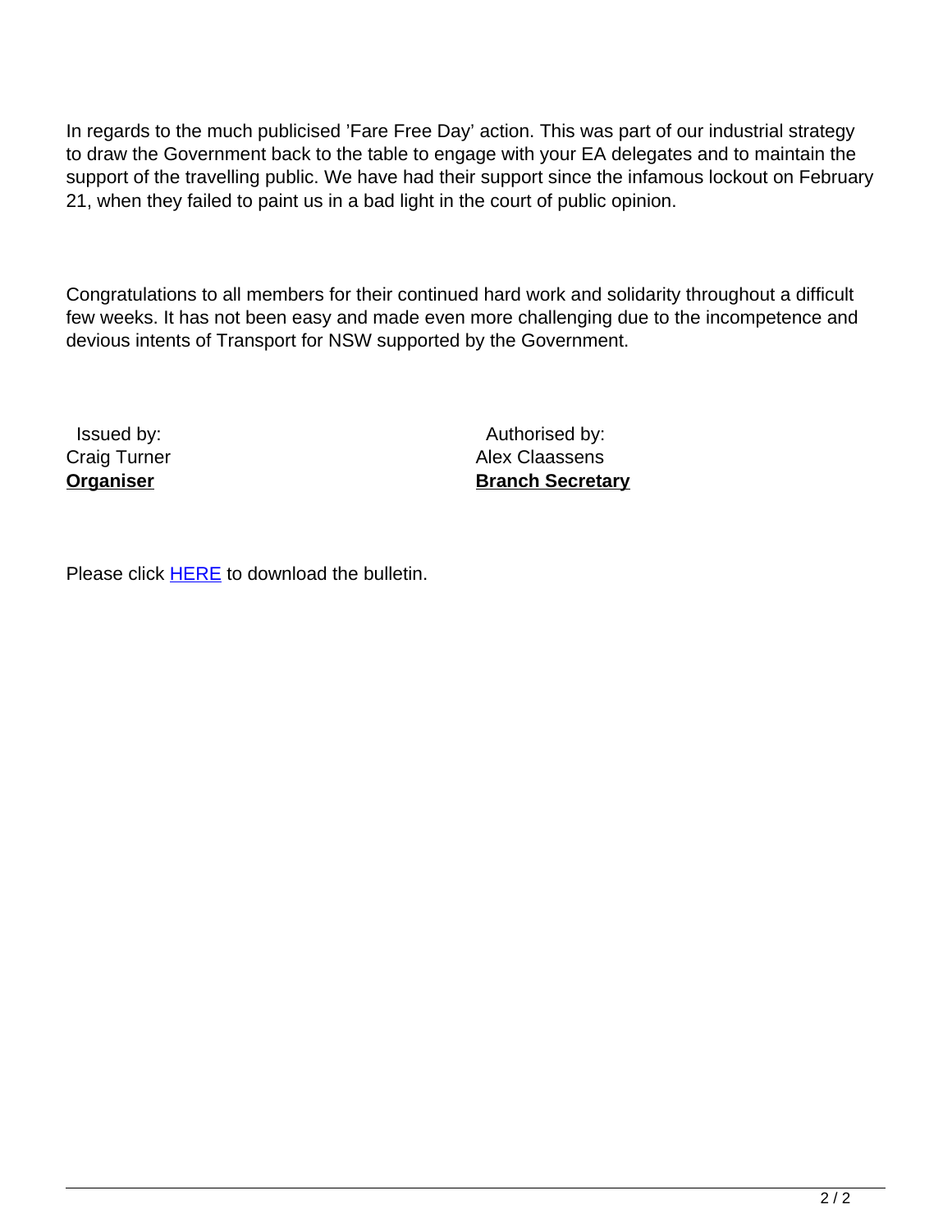In regards to the much publicised 'Fare Free Day' action. This was part of our industrial strategy to draw the Government back to the table to engage with your EA delegates and to maintain the support of the travelling public. We have had their support since the infamous lockout on February 21, when they failed to paint us in a bad light in the court of public opinion.

Congratulations to all members for their continued hard work and solidarity throughout a difficult few weeks. It has not been easy and made even more challenging due to the incompetence and devious intents of Transport for NSW supported by the Government.

| | |
|---|---|
| Issued by: | Authorised by: |
| Craig Turner | Alex Claassens |
| **Organiser** | **Branch Secretary** |

Please click HERE to download the bulletin.